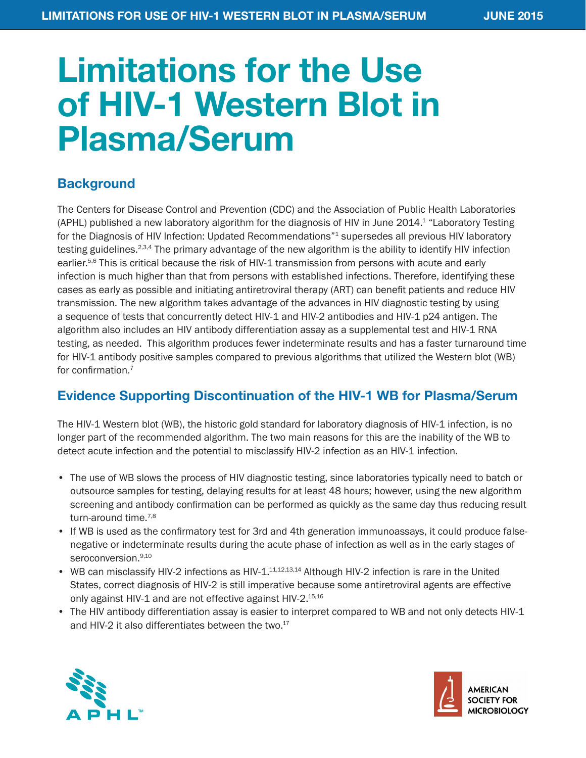# Limitations for the Use of HIV-1 Western Blot in Plasma/Serum

## Background

The Centers for Disease Control and Prevention (CDC) and the Association of Public Health Laboratories (APHL) published a new laboratory algorithm for the diagnosis of HIV in June 2014.[1] "Laboratory Testing for the Diagnosis of HIV Infection: Updated Recommendations"[1] supersedes all previous HIV laboratory testing guidelines.[2,3,4] The primary advantage of the new algorithm is the ability to identify HIV infection earlier.[5,6] This is critical because the risk of HIV-1 transmission from persons with acute and early infection is much higher than that from persons with established infections. Therefore, identifying these cases as early as possible and initiating antiretroviral therapy (ART) can benefit patients and reduce HIV transmission. The new algorithm takes advantage of the advances in HIV diagnostic testing by using a sequence of tests that concurrently detect HIV-1 and HIV-2 antibodies and HIV-1 p24 antigen. The algorithm also includes an HIV antibody differentiation assay as a supplemental test and HIV-1 RNA testing, as needed. This algorithm produces fewer indeterminate results and has a faster turnaround time for HIV-1 antibody positive samples compared to previous algorithms that utilized the Western blot (WB) for confirmation.[7]

## Evidence Supporting Discontinuation of the HIV-1 WB for Plasma/Serum

The HIV-1 Western blot (WB), the historic gold standard for laboratory diagnosis of HIV-1 infection, is no longer part of the recommended algorithm. The two main reasons for this are the inability of the WB to detect acute infection and the potential to misclassify HIV-2 infection as an HIV-1 infection.

- The use of WB slows the process of HIV diagnostic testing, since laboratories typically need to batch or outsource samples for testing, delaying results for at least 48 hours; however, using the new algorithm screening and antibody confirmation can be performed as quickly as the same day thus reducing result turn-around time.[7,8]
- If WB is used as the confirmatory test for 3rd and 4th generation immunoassays, it could produce false-negative or indeterminate results during the acute phase of infection as well as in the early stages of seroconversion.[9,10]
- WB can misclassify HIV-2 infections as HIV-1.[11,12,13,14] Although HIV-2 infection is rare in the United States, correct diagnosis of HIV-2 is still imperative because some antiretroviral agents are effective only against HIV-1 and are not effective against HIV-2.[15,16]
- The HIV antibody differentiation assay is easier to interpret compared to WB and not only detects HIV-1 and HIV-2 it also differentiates between the two.[17]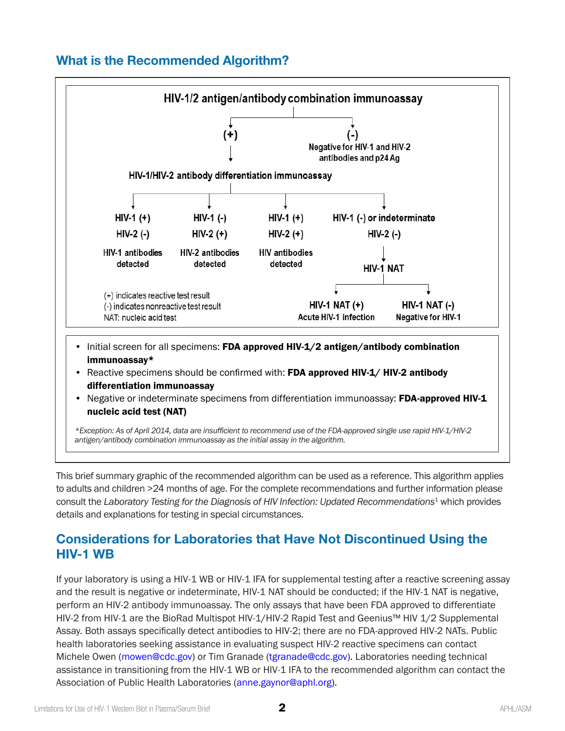## What is the Recommended Algorithm?

HIV-1/2 antigen/antibody combination immunoassay

- (+) → HIV-1/HIV-2 antibody differentiation immunoassay
  - HIV-1 (+) / HIV-2 (-): HIV-1 antibodies detected
  - HIV-1 (-) / HIV-2 (+): HIV-2 antibodies detected
  - HIV-1 (+) / HIV-2 (+): HIV antibodies detected
  - HIV-1 (-) or indeterminate / HIV-2 (-) → HIV-1 NAT
    - HIV-1 NAT (+): Acute HIV-1 infection
    - HIV-1 NAT (-): Negative for HIV-1
- (-): Negative for HIV-1 and HIV-2 antibodies and p24 Ag

(+) indicates reactive test result
(-) indicates nonreactive test result
NAT: nucleic acid test

- Initial screen for all specimens: **FDA approved HIV-1/2 antigen/antibody combination immunoassay***
- Reactive specimens should be confirmed with: **FDA approved HIV-1/ HIV-2 antibody differentiation immunoassay**
- Negative or indeterminate specimens from differentiation immunoassay: **FDA-approved HIV-1 nucleic acid test (NAT)**

*\*Exception: As of April 2014, data are insufficient to recommend use of the FDA-approved single use rapid HIV-1/HIV-2 antigen/antibody combination immunoassay as the initial assay in the algorithm.*

This brief summary graphic of the recommended algorithm can be used as a reference. This algorithm applies to adults and children >24 months of age. For the complete recommendations and further information please consult the *Laboratory Testing for the Diagnosis of HIV Infection: Updated Recommendations*[1] which provides details and explanations for testing in special circumstances.

## Considerations for Laboratories that Have Not Discontinued Using the HIV-1 WB

If your laboratory is using a HIV-1 WB or HIV-1 IFA for supplemental testing after a reactive screening assay and the result is negative or indeterminate, HIV-1 NAT should be conducted; if the HIV-1 NAT is negative, perform an HIV-2 antibody immunoassay. The only assays that have been FDA approved to differentiate HIV-2 from HIV-1 are the BioRad Multispot HIV-1/HIV-2 Rapid Test and Geenius™ HIV 1/2 Supplemental Assay. Both assays specifically detect antibodies to HIV-2; there are no FDA-approved HIV-2 NATs. Public health laboratories seeking assistance in evaluating suspect HIV-2 reactive specimens can contact Michele Owen (mowen@cdc.gov) or Tim Granade (tgranade@cdc.gov). Laboratories needing technical assistance in transitioning from the HIV-1 WB or HIV-1 IFA to the recommended algorithm can contact the Association of Public Health Laboratories (anne.gaynor@aphl.org).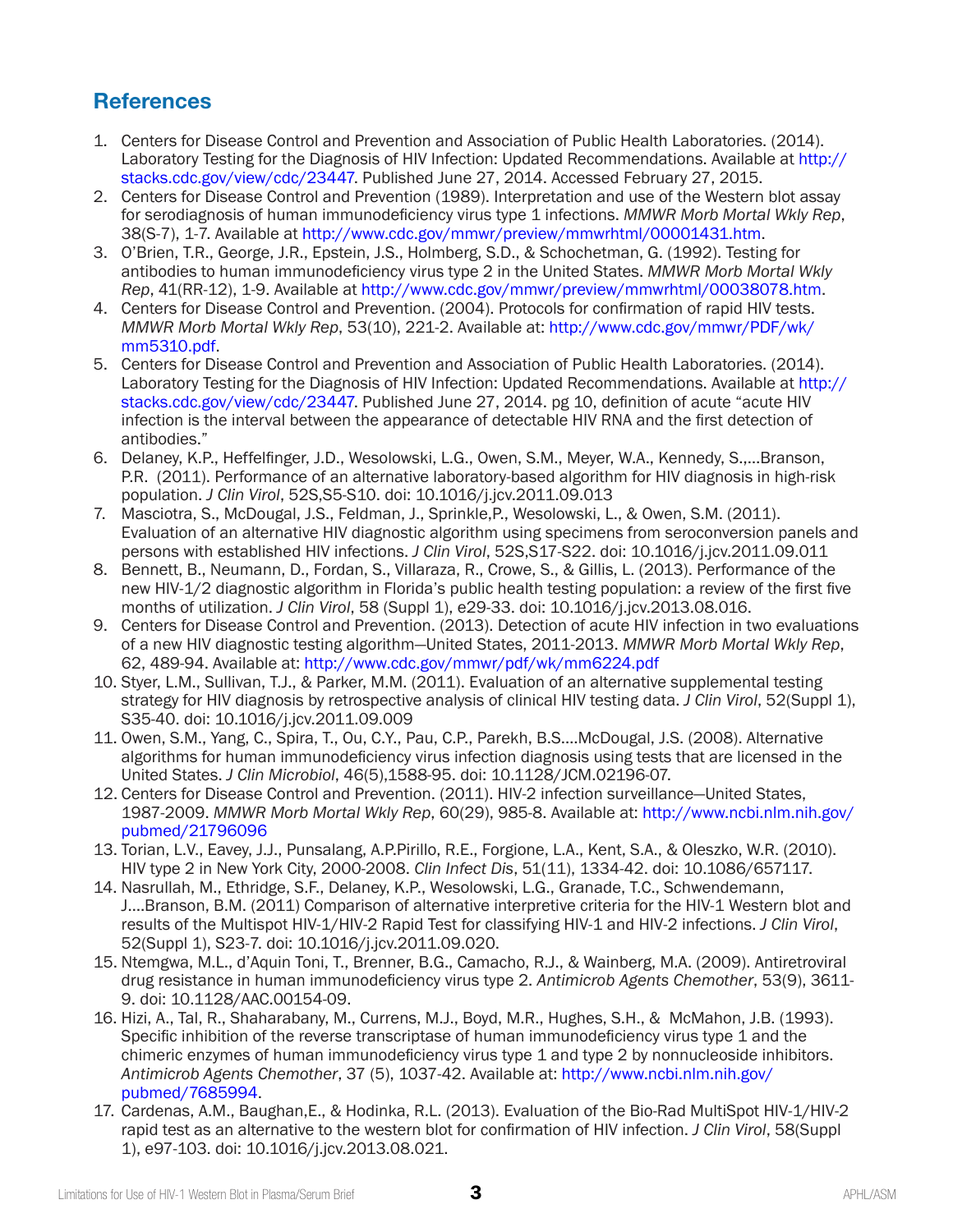## References

1. Centers for Disease Control and Prevention and Association of Public Health Laboratories. (2014). Laboratory Testing for the Diagnosis of HIV Infection: Updated Recommendations. Available at http://stacks.cdc.gov/view/cdc/23447. Published June 27, 2014. Accessed February 27, 2015.
2. Centers for Disease Control and Prevention (1989). Interpretation and use of the Western blot assay for serodiagnosis of human immunodeficiency virus type 1 infections. *MMWR Morb Mortal Wkly Rep*, 38(S-7), 1-7. Available at http://www.cdc.gov/mmwr/preview/mmwrhtml/00001431.htm.
3. O'Brien, T.R., George, J.R., Epstein, J.S., Holmberg, S.D., & Schochetman, G. (1992). Testing for antibodies to human immunodeficiency virus type 2 in the United States. *MMWR Morb Mortal Wkly Rep*, 41(RR-12), 1-9. Available at http://www.cdc.gov/mmwr/preview/mmwrhtml/00038078.htm.
4. Centers for Disease Control and Prevention. (2004). Protocols for confirmation of rapid HIV tests. *MMWR Morb Mortal Wkly Rep*, 53(10), 221-2. Available at: http://www.cdc.gov/mmwr/PDF/wk/mm5310.pdf.
5. Centers for Disease Control and Prevention and Association of Public Health Laboratories. (2014). Laboratory Testing for the Diagnosis of HIV Infection: Updated Recommendations. Available at http://stacks.cdc.gov/view/cdc/23447. Published June 27, 2014. pg 10, definition of acute "acute HIV infection is the interval between the appearance of detectable HIV RNA and the first detection of antibodies."
6. Delaney, K.P., Heffelfinger, J.D., Wesolowski, L.G., Owen, S.M., Meyer, W.A., Kennedy, S.,...Branson, P.R. (2011). Performance of an alternative laboratory-based algorithm for HIV diagnosis in high-risk population. *J Clin Virol*, 52S,S5-S10. doi: 10.1016/j.jcv.2011.09.013
7. Masciotra, S., McDougal, J.S., Feldman, J., Sprinkle,P., Wesolowski, L., & Owen, S.M. (2011). Evaluation of an alternative HIV diagnostic algorithm using specimens from seroconversion panels and persons with established HIV infections. *J Clin Virol*, 52S,S17-S22. doi: 10.1016/j.jcv.2011.09.011
8. Bennett, B., Neumann, D., Fordan, S., Villaraza, R., Crowe, S., & Gillis, L. (2013). Performance of the new HIV-1/2 diagnostic algorithm in Florida's public health testing population: a review of the first five months of utilization. *J Clin Virol*, 58 (Suppl 1), e29-33. doi: 10.1016/j.jcv.2013.08.016.
9. Centers for Disease Control and Prevention. (2013). Detection of acute HIV infection in two evaluations of a new HIV diagnostic testing algorithm—United States, 2011-2013. *MMWR Morb Mortal Wkly Rep*, 62, 489-94. Available at: http://www.cdc.gov/mmwr/pdf/wk/mm6224.pdf
10. Styer, L.M., Sullivan, T.J., & Parker, M.M. (2011). Evaluation of an alternative supplemental testing strategy for HIV diagnosis by retrospective analysis of clinical HIV testing data. *J Clin Virol*, 52(Suppl 1), S35-40. doi: 10.1016/j.jcv.2011.09.009
11. Owen, S.M., Yang, C., Spira, T., Ou, C.Y., Pau, C.P., Parekh, B.S....McDougal, J.S. (2008). Alternative algorithms for human immunodeficiency virus infection diagnosis using tests that are licensed in the United States. *J Clin Microbiol*, 46(5),1588-95. doi: 10.1128/JCM.02196-07.
12. Centers for Disease Control and Prevention. (2011). HIV-2 infection surveillance—United States, 1987-2009. *MMWR Morb Mortal Wkly Rep*, 60(29), 985-8. Available at: http://www.ncbi.nlm.nih.gov/pubmed/21796096
13. Torian, L.V., Eavey, J.J., Punsalang, A.P.Pirillo, R.E., Forgione, L.A., Kent, S.A., & Oleszko, W.R. (2010). HIV type 2 in New York City, 2000-2008. *Clin Infect Dis*, 51(11), 1334-42. doi: 10.1086/657117.
14. Nasrullah, M., Ethridge, S.F., Delaney, K.P., Wesolowski, L.G., Granade, T.C., Schwendemann, J....Branson, B.M. (2011) Comparison of alternative interpretive criteria for the HIV-1 Western blot and results of the Multispot HIV-1/HIV-2 Rapid Test for classifying HIV-1 and HIV-2 infections. *J Clin Virol*, 52(Suppl 1), S23-7. doi: 10.1016/j.jcv.2011.09.020.
15. Ntemgwa, M.L., d'Aquin Toni, T., Brenner, B.G., Camacho, R.J., & Wainberg, M.A. (2009). Antiretroviral drug resistance in human immunodeficiency virus type 2. *Antimicrob Agents Chemother*, 53(9), 3611-9. doi: 10.1128/AAC.00154-09.
16. Hizi, A., Tal, R., Shaharabany, M., Currens, M.J., Boyd, M.R., Hughes, S.H., & McMahon, J.B. (1993). Specific inhibition of the reverse transcriptase of human immunodeficiency virus type 1 and the chimeric enzymes of human immunodeficiency virus type 1 and type 2 by nonnucleoside inhibitors. *Antimicrob Agents Chemother*, 37 (5), 1037-42. Available at: http://www.ncbi.nlm.nih.gov/pubmed/7685994.
17. Cardenas, A.M., Baughan,E., & Hodinka, R.L. (2013). Evaluation of the Bio-Rad MultiSpot HIV-1/HIV-2 rapid test as an alternative to the western blot for confirmation of HIV infection. *J Clin Virol*, 58(Suppl 1), e97-103. doi: 10.1016/j.jcv.2013.08.021.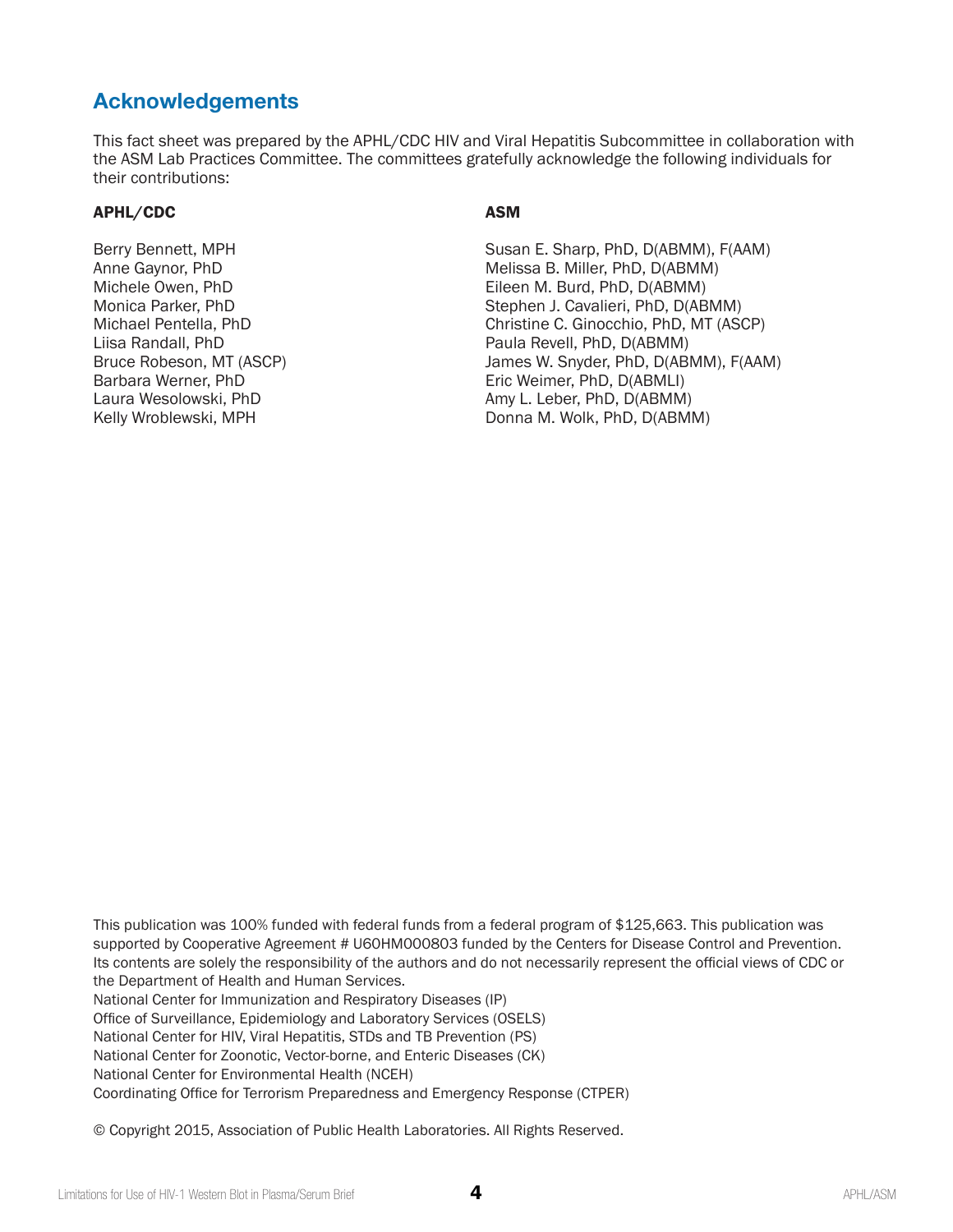## Acknowledgements

This fact sheet was prepared by the APHL/CDC HIV and Viral Hepatitis Subcommittee in collaboration with the ASM Lab Practices Committee. The committees gratefully acknowledge the following individuals for their contributions:

**APHL/CDC**

Berry Bennett, MPH
Anne Gaynor, PhD
Michele Owen, PhD
Monica Parker, PhD
Michael Pentella, PhD
Liisa Randall, PhD
Bruce Robeson, MT (ASCP)
Barbara Werner, PhD
Laura Wesolowski, PhD
Kelly Wroblewski, MPH

**ASM**

Susan E. Sharp, PhD, D(ABMM), F(AAM)
Melissa B. Miller, PhD, D(ABMM)
Eileen M. Burd, PhD, D(ABMM)
Stephen J. Cavalieri, PhD, D(ABMM)
Christine C. Ginocchio, PhD, MT (ASCP)
Paula Revell, PhD, D(ABMM)
James W. Snyder, PhD, D(ABMM), F(AAM)
Eric Weimer, PhD, D(ABMLI)
Amy L. Leber, PhD, D(ABMM)
Donna M. Wolk, PhD, D(ABMM)

This publication was 100% funded with federal funds from a federal program of $125,663. This publication was supported by Cooperative Agreement # U60HM000803 funded by the Centers for Disease Control and Prevention. Its contents are solely the responsibility of the authors and do not necessarily represent the official views of CDC or the Department of Health and Human Services.
National Center for Immunization and Respiratory Diseases (IP)
Office of Surveillance, Epidemiology and Laboratory Services (OSELS)
National Center for HIV, Viral Hepatitis, STDs and TB Prevention (PS)
National Center for Zoonotic, Vector-borne, and Enteric Diseases (CK)
National Center for Environmental Health (NCEH)
Coordinating Office for Terrorism Preparedness and Emergency Response (CTPER)

© Copyright 2015, Association of Public Health Laboratories. All Rights Reserved.